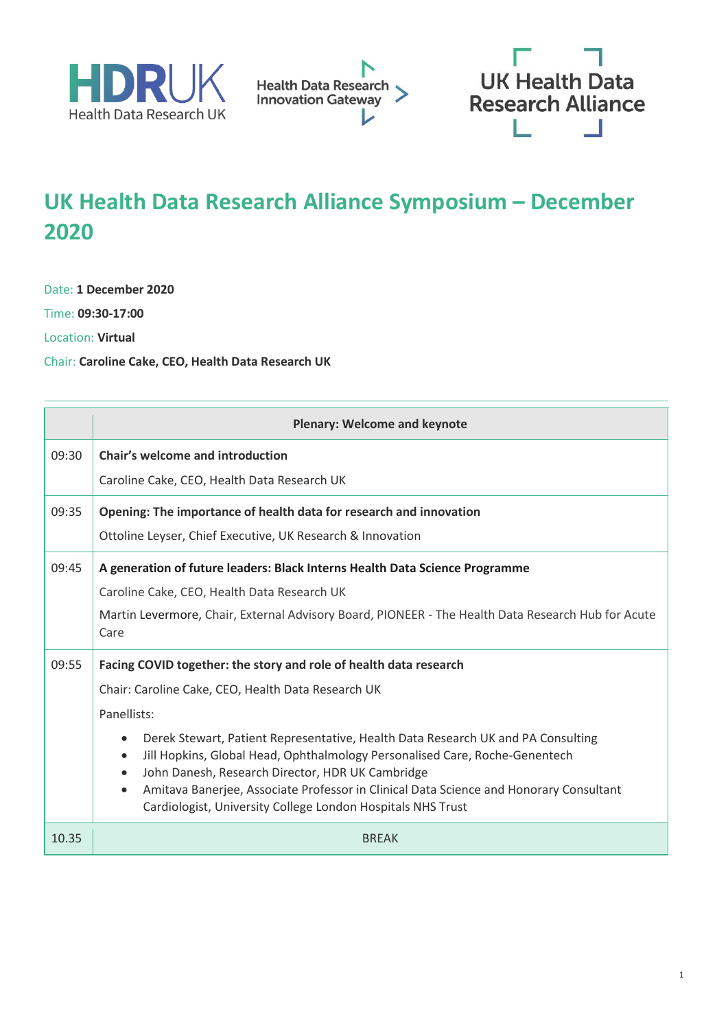# UK Health Data Research Alliance Symposium – December 2020

Date: **1 December 2020**

Time: **09:30-17:00**

Location: **Virtual**

Chair: **Caroline Cake, CEO, Health Data Research UK**

| | **Plenary: Welcome and keynote** |
|---|---|
| 09:30 | **Chair's welcome and introduction**<br><br>Caroline Cake, CEO, Health Data Research UK |
| 09:35 | **Opening: The importance of health data for research and innovation**<br><br>Ottoline Leyser, Chief Executive, UK Research & Innovation |
| 09:45 | **A generation of future leaders: Black Interns Health Data Science Programme**<br><br>Caroline Cake, CEO, Health Data Research UK<br><br>Martin Levermore, Chair, External Advisory Board, PIONEER - The Health Data Research Hub for Acute Care |
| 09:55 | **Facing COVID together: the story and role of health data research**<br><br>Chair: Caroline Cake, CEO, Health Data Research UK<br><br>Panellists:<br>• Derek Stewart, Patient Representative, Health Data Research UK and PA Consulting<br>• Jill Hopkins, Global Head, Ophthalmology Personalised Care, Roche-Genentech<br>• John Danesh, Research Director, HDR UK Cambridge<br>• Amitava Banerjee, Associate Professor in Clinical Data Science and Honorary Consultant Cardiologist, University College London Hospitals NHS Trust |
| 10.35 | BREAK |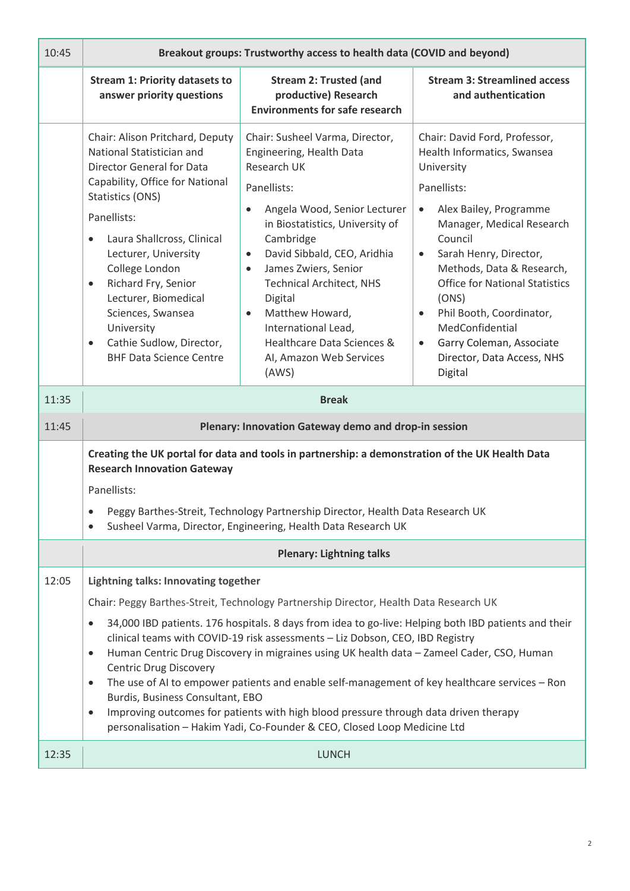| Time | Session | | |
|---|---|---|---|
| 10:45 | **Breakout groups: Trustworthy access to health data (COVID and beyond)** | | |
| | **Stream 1: Priority datasets to answer priority questions** | **Stream 2: Trusted (and productive) Research Environments for safe research** | **Stream 3: Streamlined access and authentication** |
| | Chair: Alison Pritchard, Deputy National Statistician and Director General for Data Capability, Office for National Statistics (ONS)<br><br>Panellists:<br>• Laura Shallcross, Clinical Lecturer, University College London<br>• Richard Fry, Senior Lecturer, Biomedical Sciences, Swansea University<br>• Cathie Sudlow, Director, BHF Data Science Centre | Chair: Susheel Varma, Director, Engineering, Health Data Research UK<br><br>Panellists:<br>• Angela Wood, Senior Lecturer in Biostatistics, University of Cambridge<br>• David Sibbald, CEO, Aridhia<br>• James Zwiers, Senior Technical Architect, NHS Digital<br>• Matthew Howard, International Lead, Healthcare Data Sciences & AI, Amazon Web Services (AWS) | Chair: David Ford, Professor, Health Informatics, Swansea University<br><br>Panellists:<br>• Alex Bailey, Programme Manager, Medical Research Council<br>• Sarah Henry, Director, Methods, Data & Research, Office for National Statistics (ONS)<br>• Phil Booth, Coordinator, MedConfidential<br>• Garry Coleman, Associate Director, Data Access, NHS Digital |
| 11:35 | **Break** | | |
| 11:45 | **Plenary: Innovation Gateway demo and drop-in session** | | |
| | **Creating the UK portal for data and tools in partnership: a demonstration of the UK Health Data Research Innovation Gateway**<br><br>Panellists:<br>• Peggy Barthes-Streit, Technology Partnership Director, Health Data Research UK<br>• Susheel Varma, Director, Engineering, Health Data Research UK | | |
| | **Plenary: Lightning talks** | | |
| 12:05 | **Lightning talks: Innovating together**<br><br>Chair: Peggy Barthes-Streit, Technology Partnership Director, Health Data Research UK<br><br>• 34,000 IBD patients. 176 hospitals. 8 days from idea to go-live: Helping both IBD patients and their clinical teams with COVID-19 risk assessments – Liz Dobson, CEO, IBD Registry<br>• Human Centric Drug Discovery in migraines using UK health data – Zameel Cader, CSO, Human Centric Drug Discovery<br>• The use of AI to empower patients and enable self-management of key healthcare services – Ron Burdis, Business Consultant, EBO<br>• Improving outcomes for patients with high blood pressure through data driven therapy personalisation – Hakim Yadi, Co-Founder & CEO, Closed Loop Medicine Ltd | | |
| 12:35 | LUNCH | | |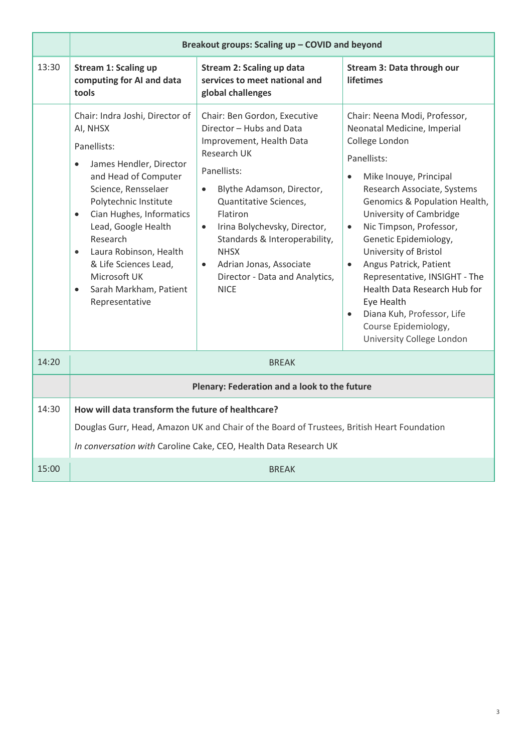| | Breakout groups: Scaling up – COVID and beyond | | |
|---|---|---|---|
| 13:30 | **Stream 1: Scaling up computing for AI and data tools** | **Stream 2: Scaling up data services to meet national and global challenges** | **Stream 3: Data through our lifetimes** |
| | Chair: Indra Joshi, Director of AI, NHSX<br><br>Panellists:<br>• James Hendler, Director and Head of Computer Science, Rensselaer Polytechnic Institute<br>• Cian Hughes, Informatics Lead, Google Health Research<br>• Laura Robinson, Health & Life Sciences Lead, Microsoft UK<br>• Sarah Markham, Patient Representative | Chair: Ben Gordon, Executive Director – Hubs and Data Improvement, Health Data Research UK<br><br>Panellists:<br>• Blythe Adamson, Director, Quantitative Sciences, Flatiron<br>• Irina Bolychevsky, Director, Standards & Interoperability, NHSX<br>• Adrian Jonas, Associate Director - Data and Analytics, NICE | Chair: Neena Modi, Professor, Neonatal Medicine, Imperial College London<br><br>Panellists:<br>• Mike Inouye, Principal Research Associate, Systems Genomics & Population Health, University of Cambridge<br>• Nic Timpson, Professor, Genetic Epidemiology, University of Bristol<br>• Angus Patrick, Patient Representative, INSIGHT - The Health Data Research Hub for Eye Health<br>• Diana Kuh, Professor, Life Course Epidemiology, University College London |
| 14:20 | BREAK | | |
| | **Plenary: Federation and a look to the future** | | |
| 14:30 | **How will data transform the future of healthcare?**<br><br>Douglas Gurr, Head, Amazon UK and Chair of the Board of Trustees, British Heart Foundation<br><br>*In conversation with* Caroline Cake, CEO, Health Data Research UK | | |
| 15:00 | BREAK | | |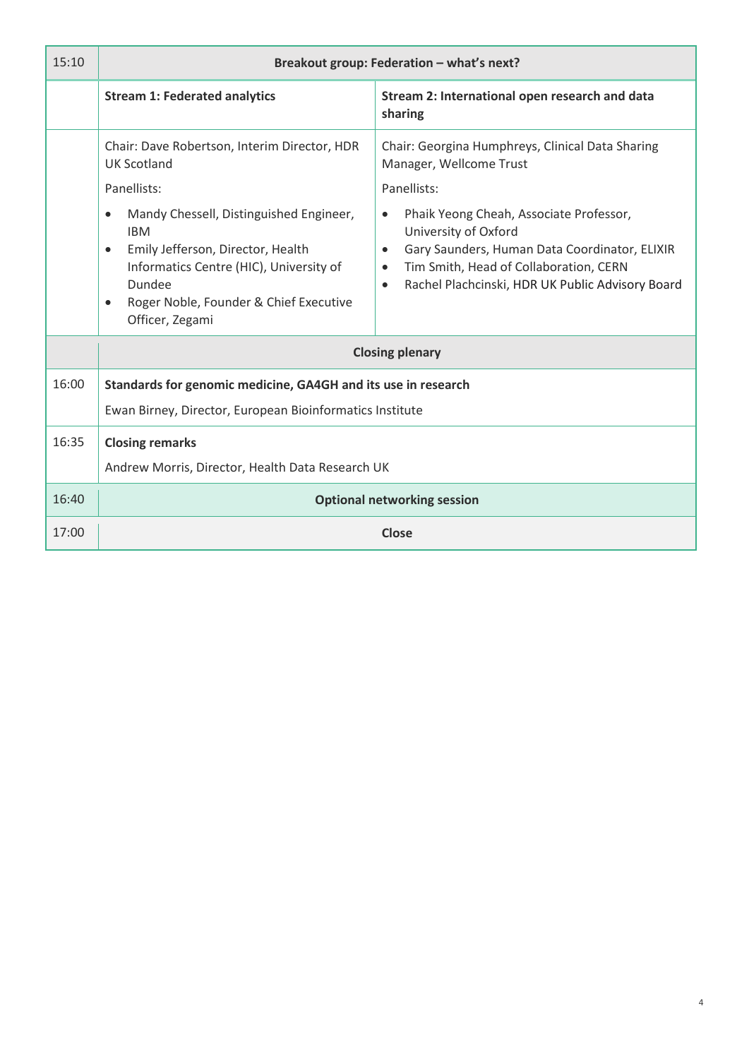| | | |
|---|---|---|
| 15:10 | **Breakout group: Federation – what's next?** | |
| | **Stream 1: Federated analytics** | **Stream 2: International open research and data sharing** |
| | Chair: Dave Robertson, Interim Director, HDR UK Scotland<br><br>Panellists:<br><br>• Mandy Chessell, Distinguished Engineer, IBM<br>• Emily Jefferson, Director, Health Informatics Centre (HIC), University of Dundee<br>• Roger Noble, Founder & Chief Executive Officer, Zegami | Chair: Georgina Humphreys, Clinical Data Sharing Manager, Wellcome Trust<br><br>Panellists:<br><br>• Phaik Yeong Cheah, Associate Professor, University of Oxford<br>• Gary Saunders, Human Data Coordinator, ELIXIR<br>• Tim Smith, Head of Collaboration, CERN<br>• Rachel Plachcinski, HDR UK Public Advisory Board |
| | **Closing plenary** | |
| 16:00 | **Standards for genomic medicine, GA4GH and its use in research**<br><br>Ewan Birney, Director, European Bioinformatics Institute | |
| 16:35 | **Closing remarks**<br><br>Andrew Morris, Director, Health Data Research UK | |
| 16:40 | **Optional networking session** | |
| 17:00 | **Close** | |